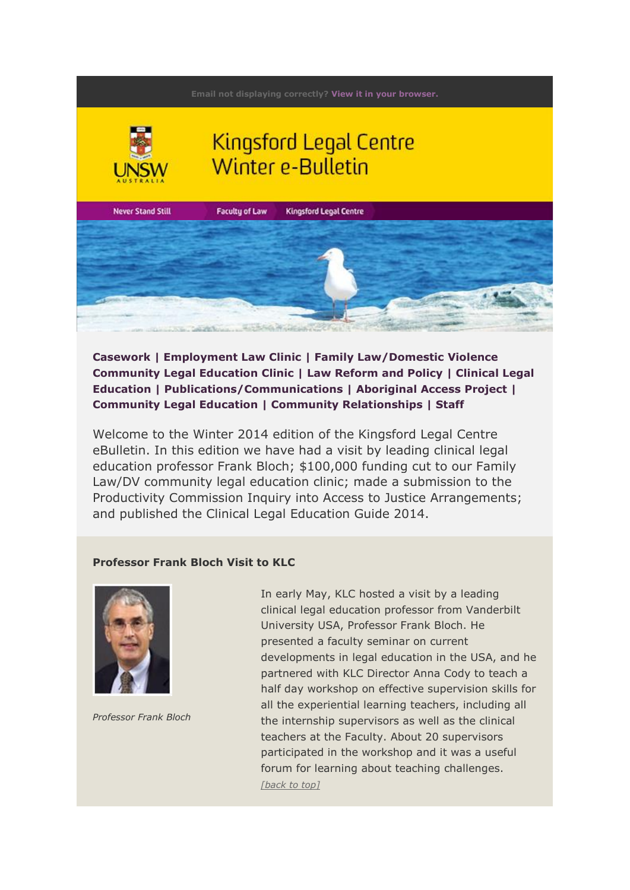Email not displaying correctly? View it in your browser.

# Kingsford Legal Centre Winter e-Bulletin

Never Stand Still | Faculty of Law | Kingsford Legal Centre

**Casework | Employment Law Clinic | Family Law/Domestic Violence Community Legal Education Clinic | Law Reform and Policy | Clinical Legal Education | Publications/Communications | Aboriginal Access Project | Community Legal Education | Community Relationships | Staff**

Welcome to the Winter 2014 edition of the Kingsford Legal Centre eBulletin. In this edition we have had a visit by leading clinical legal education professor Frank Bloch; $100,000 funding cut to our Family Law/DV community legal education clinic; made a submission to the Productivity Commission Inquiry into Access to Justice Arrangements; and published the Clinical Legal Education Guide 2014.

### Professor Frank Bloch Visit to KLC

*Professor Frank Bloch*

In early May, KLC hosted a visit by a leading clinical legal education professor from Vanderbilt University USA, Professor Frank Bloch. He presented a faculty seminar on current developments in legal education in the USA, and he partnered with KLC Director Anna Cody to teach a half day workshop on effective supervision skills for all the experiential learning teachers, including all the internship supervisors as well as the clinical teachers at the Faculty. About 20 supervisors participated in the workshop and it was a useful forum for learning about teaching challenges.

*[back to top]*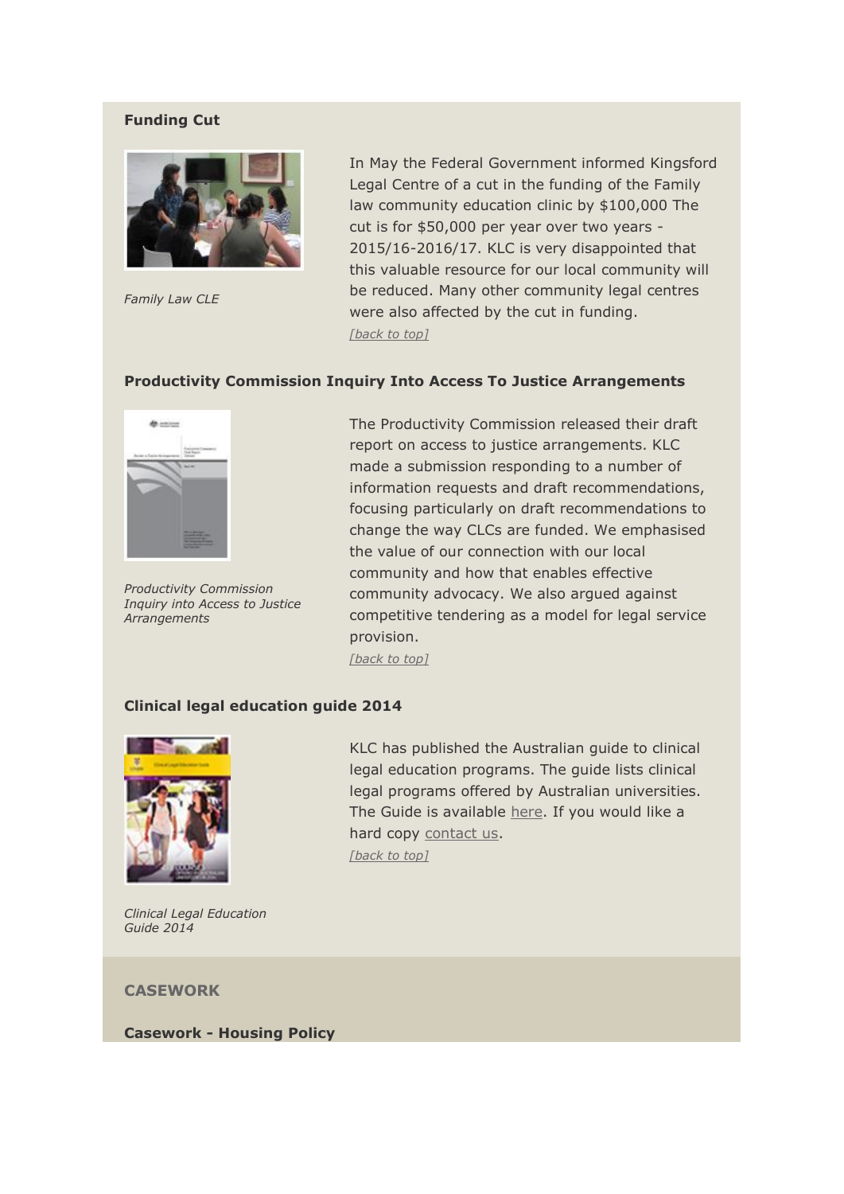**Funding Cut**

*Family Law CLE*

In May the Federal Government informed Kingsford Legal Centre of a cut in the funding of the Family law community education clinic by $100,000 The cut is for $50,000 per year over two years - 2015/16-2016/17. KLC is very disappointed that this valuable resource for our local community will be reduced. Many other community legal centres were also affected by the cut in funding.

[back to top]

**Productivity Commission Inquiry Into Access To Justice Arrangements**

*Productivity Commission Inquiry into Access to Justice Arrangements*

The Productivity Commission released their draft report on access to justice arrangements. KLC made a submission responding to a number of information requests and draft recommendations, focusing particularly on draft recommendations to change the way CLCs are funded. We emphasised the value of our connection with our local community and how that enables effective community advocacy. We also argued against competitive tendering as a model for legal service provision.

[back to top]

**Clinical legal education guide 2014**

*Clinical Legal Education Guide 2014*

KLC has published the Australian guide to clinical legal education programs. The guide lists clinical legal programs offered by Australian universities. The Guide is available here. If you would like a hard copy contact us.

[back to top]

## CASEWORK

**Casework - Housing Policy**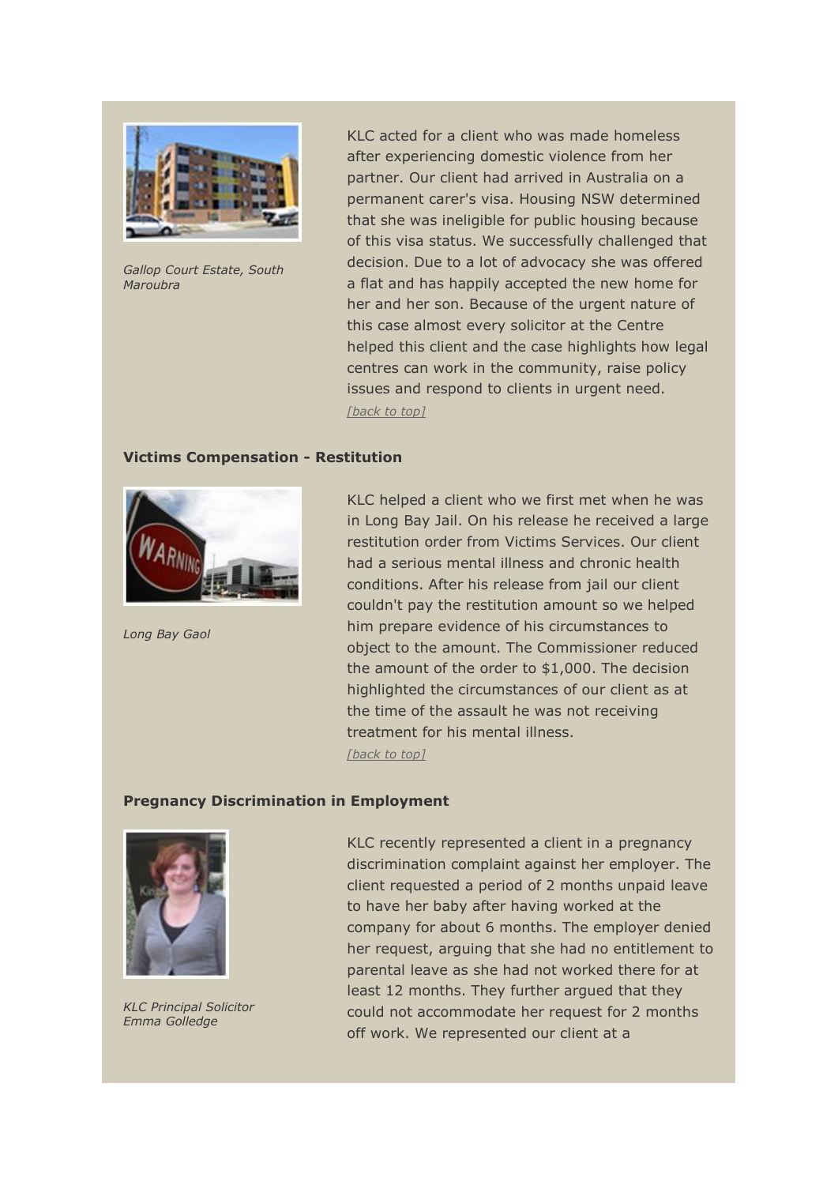*Gallop Court Estate, South Maroubra*

KLC acted for a client who was made homeless after experiencing domestic violence from her partner. Our client had arrived in Australia on a permanent carer's visa. Housing NSW determined that she was ineligible for public housing because of this visa status. We successfully challenged that decision. Due to a lot of advocacy she was offered a flat and has happily accepted the new home for her and her son. Because of the urgent nature of this case almost every solicitor at the Centre helped this client and the case highlights how legal centres can work in the community, raise policy issues and respond to clients in urgent need.

*[back to top]*

**Victims Compensation - Restitution**

*Long Bay Gaol*

KLC helped a client who we first met when he was in Long Bay Jail. On his release he received a large restitution order from Victims Services. Our client had a serious mental illness and chronic health conditions. After his release from jail our client couldn't pay the restitution amount so we helped him prepare evidence of his circumstances to object to the amount. The Commissioner reduced the amount of the order to $1,000. The decision highlighted the circumstances of our client as at the time of the assault he was not receiving treatment for his mental illness.

*[back to top]*

**Pregnancy Discrimination in Employment**

*KLC Principal Solicitor Emma Golledge*

KLC recently represented a client in a pregnancy discrimination complaint against her employer. The client requested a period of 2 months unpaid leave to have her baby after having worked at the company for about 6 months. The employer denied her request, arguing that she had no entitlement to parental leave as she had not worked there for at least 12 months. They further argued that they could not accommodate her request for 2 months off work. We represented our client at a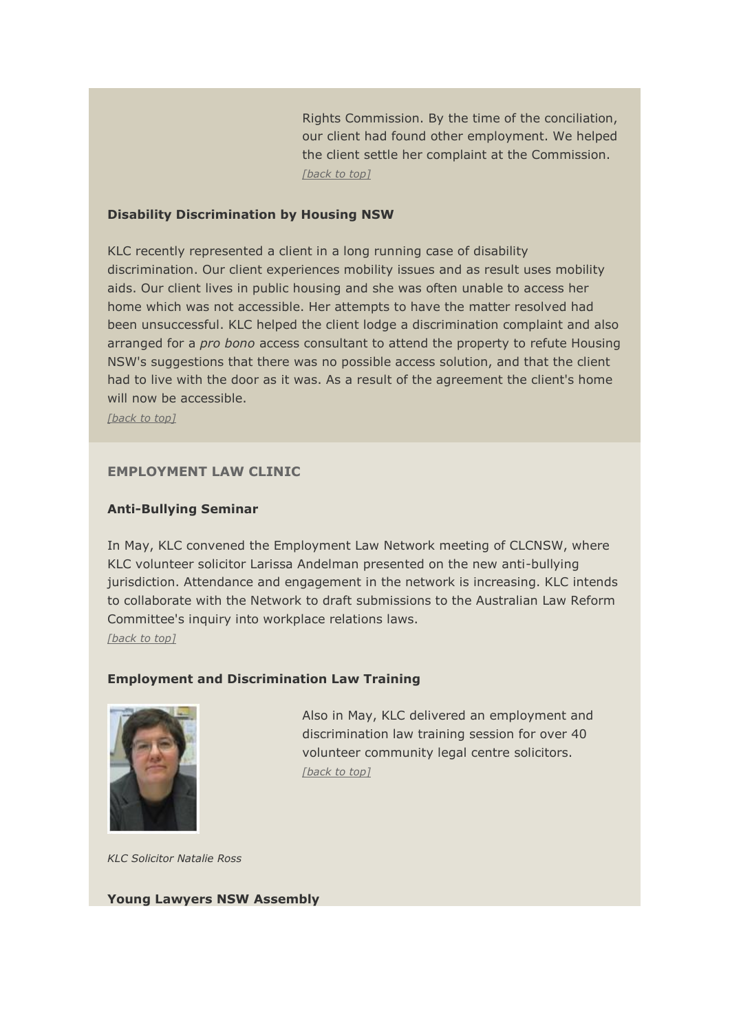Rights Commission. By the time of the conciliation, our client had found other employment. We helped the client settle her complaint at the Commission.
*[back to top]*

**Disability Discrimination by Housing NSW**

KLC recently represented a client in a long running case of disability discrimination. Our client experiences mobility issues and as result uses mobility aids. Our client lives in public housing and she was often unable to access her home which was not accessible. Her attempts to have the matter resolved had been unsuccessful. KLC helped the client lodge a discrimination complaint and also arranged for a *pro bono* access consultant to attend the property to refute Housing NSW's suggestions that there was no possible access solution, and that the client had to live with the door as it was. As a result of the agreement the client's home will now be accessible.
*[back to top]*

## EMPLOYMENT LAW CLINIC

**Anti-Bullying Seminar**

In May, KLC convened the Employment Law Network meeting of CLCNSW, where KLC volunteer solicitor Larissa Andelman presented on the new anti-bullying jurisdiction. Attendance and engagement in the network is increasing. KLC intends to collaborate with the Network to draft submissions to the Australian Law Reform Committee's inquiry into workplace relations laws.
*[back to top]*

**Employment and Discrimination Law Training**

Also in May, KLC delivered an employment and discrimination law training session for over 40 volunteer community legal centre solicitors.
*[back to top]*

*KLC Solicitor Natalie Ross*

**Young Lawyers NSW Assembly**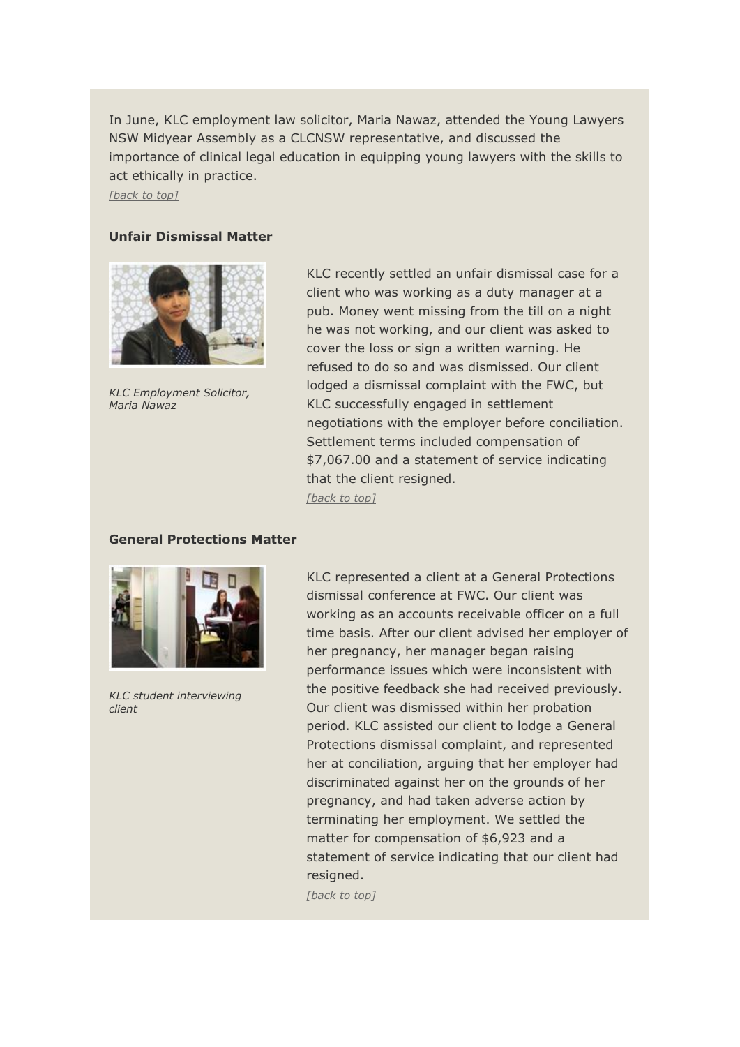In June, KLC employment law solicitor, Maria Nawaz, attended the Young Lawyers NSW Midyear Assembly as a CLCNSW representative, and discussed the importance of clinical legal education in equipping young lawyers with the skills to act ethically in practice.

*[back to top]*

**Unfair Dismissal Matter**

*KLC Employment Solicitor, Maria Nawaz*

KLC recently settled an unfair dismissal case for a client who was working as a duty manager at a pub. Money went missing from the till on a night he was not working, and our client was asked to cover the loss or sign a written warning. He refused to do so and was dismissed. Our client lodged a dismissal complaint with the FWC, but KLC successfully engaged in settlement negotiations with the employer before conciliation. Settlement terms included compensation of $7,067.00 and a statement of service indicating that the client resigned.

*[back to top]*

**General Protections Matter**

*KLC student interviewing client*

KLC represented a client at a General Protections dismissal conference at FWC. Our client was working as an accounts receivable officer on a full time basis. After our client advised her employer of her pregnancy, her manager began raising performance issues which were inconsistent with the positive feedback she had received previously. Our client was dismissed within her probation period. KLC assisted our client to lodge a General Protections dismissal complaint, and represented her at conciliation, arguing that her employer had discriminated against her on the grounds of her pregnancy, and had taken adverse action by terminating her employment. We settled the matter for compensation of $6,923 and a statement of service indicating that our client had resigned.

*[back to top]*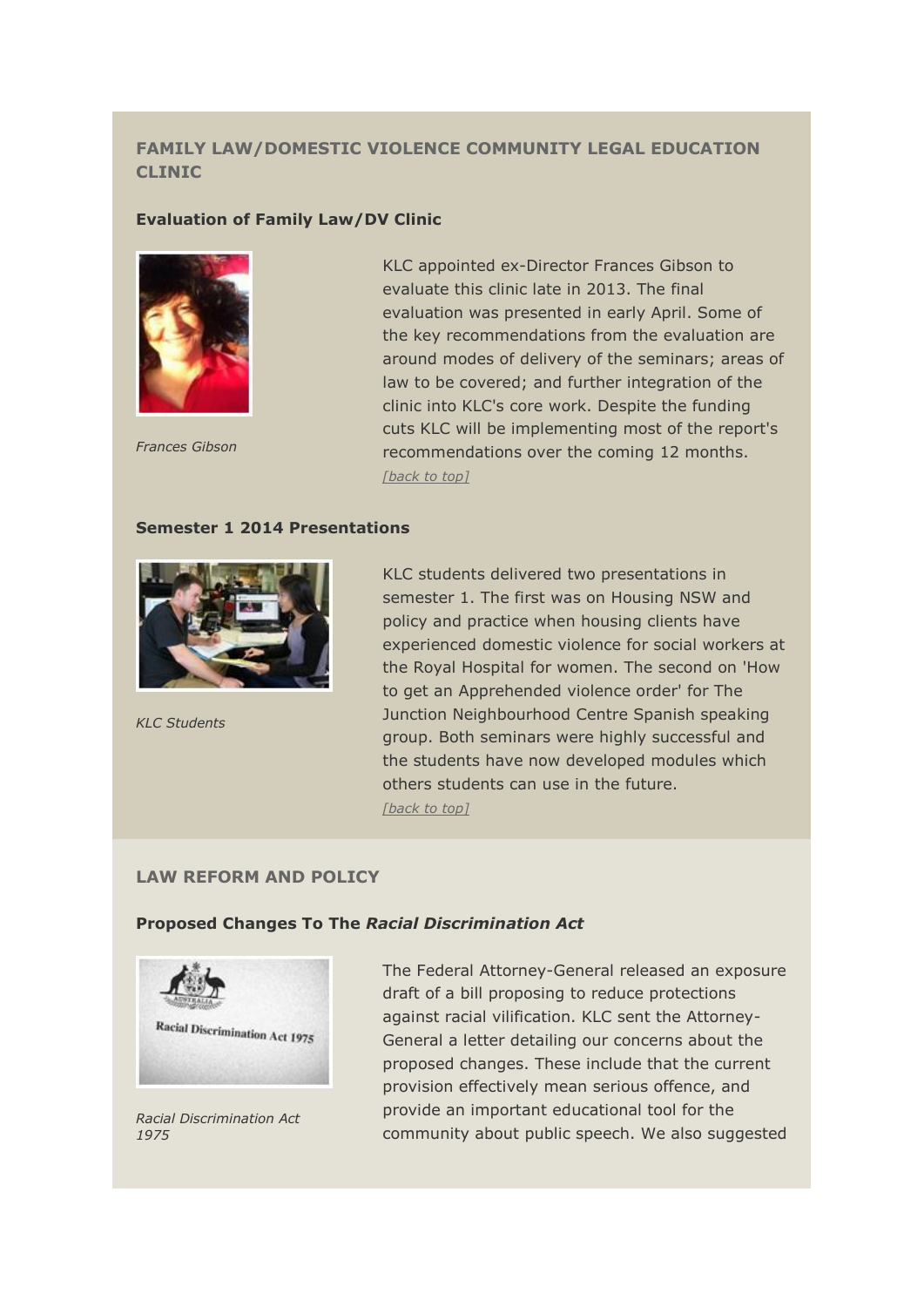## FAMILY LAW/DOMESTIC VIOLENCE COMMUNITY LEGAL EDUCATION CLINIC

### Evaluation of Family Law/DV Clinic

*Frances Gibson*

KLC appointed ex-Director Frances Gibson to evaluate this clinic late in 2013. The final evaluation was presented in early April. Some of the key recommendations from the evaluation are around modes of delivery of the seminars; areas of law to be covered; and further integration of the clinic into KLC's core work. Despite the funding cuts KLC will be implementing most of the report's recommendations over the coming 12 months.

*[back to top]*

### Semester 1 2014 Presentations

*KLC Students*

KLC students delivered two presentations in semester 1. The first was on Housing NSW and policy and practice when housing clients have experienced domestic violence for social workers at the Royal Hospital for women. The second on 'How to get an Apprehended violence order' for The Junction Neighbourhood Centre Spanish speaking group. Both seminars were highly successful and the students have now developed modules which others students can use in the future.

*[back to top]*

## LAW REFORM AND POLICY

### Proposed Changes To The *Racial Discrimination Act*

*Racial Discrimination Act 1975*

The Federal Attorney-General released an exposure draft of a bill proposing to reduce protections against racial vilification. KLC sent the Attorney-General a letter detailing our concerns about the proposed changes. These include that the current provision effectively mean serious offence, and provide an important educational tool for the community about public speech. We also suggested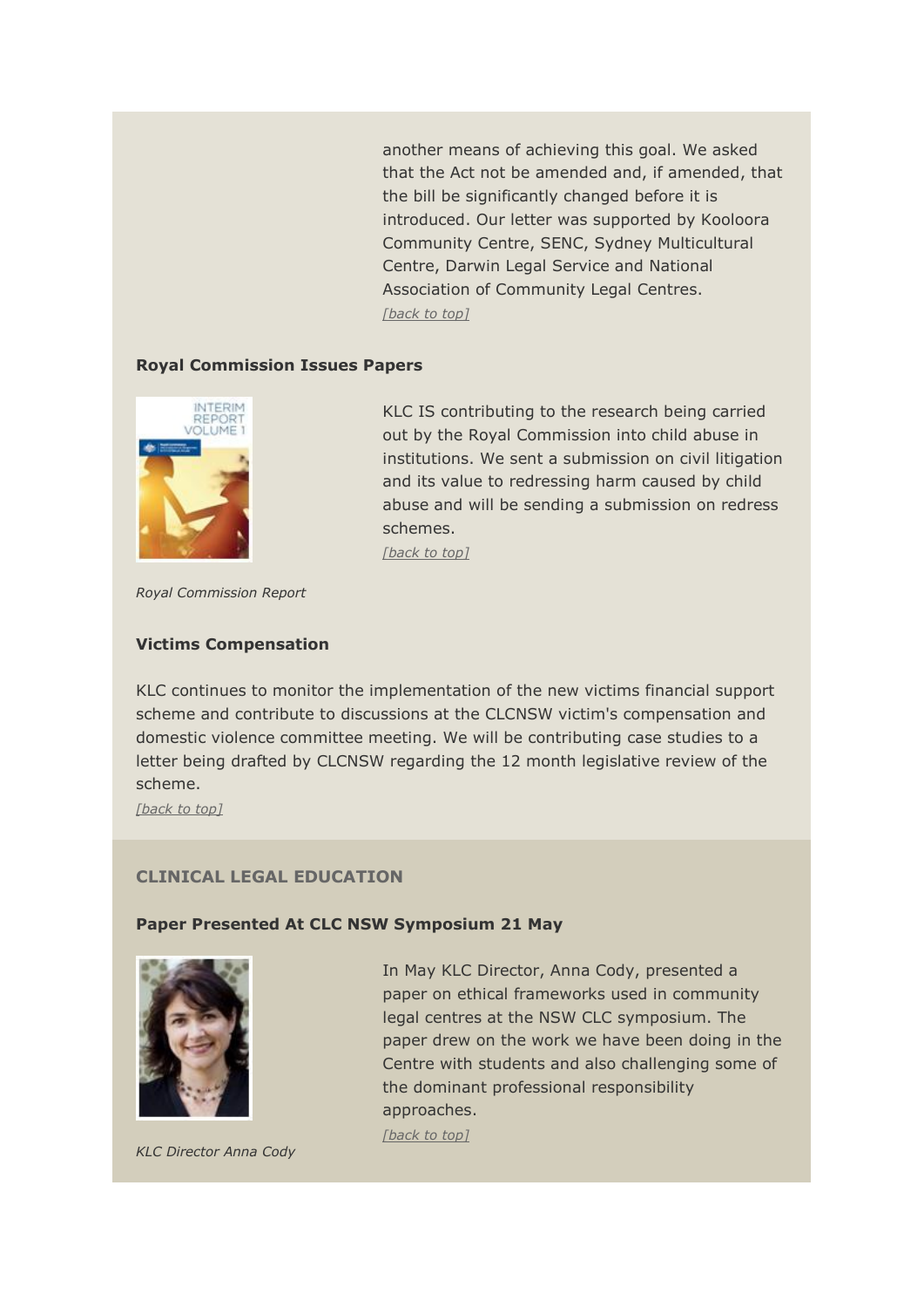another means of achieving this goal. We asked that the Act not be amended and, if amended, that the bill be significantly changed before it is introduced. Our letter was supported by Kooloora Community Centre, SENC, Sydney Multicultural Centre, Darwin Legal Service and National Association of Community Legal Centres.

[back to top]

### Royal Commission Issues Papers

KLC IS contributing to the research being carried out by the Royal Commission into child abuse in institutions. We sent a submission on civil litigation and its value to redressing harm caused by child abuse and will be sending a submission on redress schemes.

[back to top]

*Royal Commission Report*

### Victims Compensation

KLC continues to monitor the implementation of the new victims financial support scheme and contribute to discussions at the CLCNSW victim's compensation and domestic violence committee meeting. We will be contributing case studies to a letter being drafted by CLCNSW regarding the 12 month legislative review of the scheme.

[back to top]

## CLINICAL LEGAL EDUCATION

### Paper Presented At CLC NSW Symposium 21 May

In May KLC Director, Anna Cody, presented a paper on ethical frameworks used in community legal centres at the NSW CLC symposium. The paper drew on the work we have been doing in the Centre with students and also challenging some of the dominant professional responsibility approaches.

[back to top]

*KLC Director Anna Cody*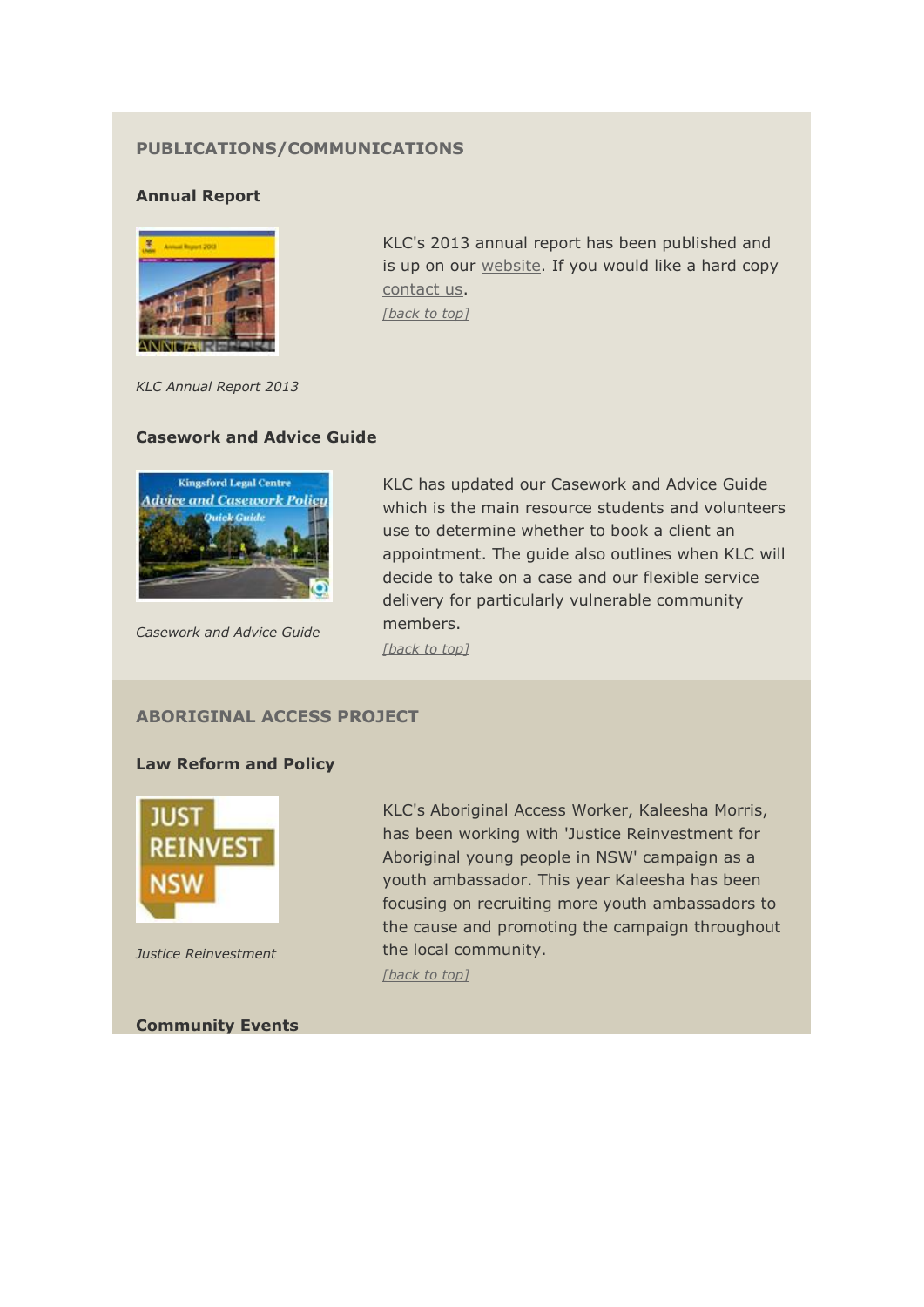## PUBLICATIONS/COMMUNICATIONS

### Annual Report

*KLC Annual Report 2013*

KLC's 2013 annual report has been published and is up on our website. If you would like a hard copy contact us.

*[back to top]*

### Casework and Advice Guide

*Casework and Advice Guide*

KLC has updated our Casework and Advice Guide which is the main resource students and volunteers use to determine whether to book a client an appointment. The guide also outlines when KLC will decide to take on a case and our flexible service delivery for particularly vulnerable community members.

*[back to top]*

## ABORIGINAL ACCESS PROJECT

### Law Reform and Policy

*Justice Reinvestment*

KLC's Aboriginal Access Worker, Kaleesha Morris, has been working with 'Justice Reinvestment for Aboriginal young people in NSW' campaign as a youth ambassador. This year Kaleesha has been focusing on recruiting more youth ambassadors to the cause and promoting the campaign throughout the local community.

*[back to top]*

### Community Events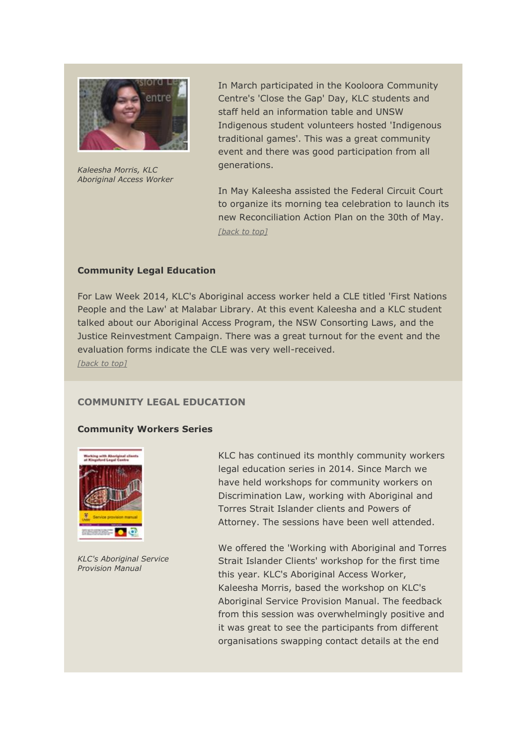*Kaleesha Morris, KLC Aboriginal Access Worker*

In March participated in the Kooloora Community Centre's 'Close the Gap' Day, KLC students and staff held an information table and UNSW Indigenous student volunteers hosted 'Indigenous traditional games'. This was a great community event and there was good participation from all generations.

In May Kaleesha assisted the Federal Circuit Court to organize its morning tea celebration to launch its new Reconciliation Action Plan on the 30th of May.

[back to top]

**Community Legal Education**

For Law Week 2014, KLC's Aboriginal access worker held a CLE titled 'First Nations People and the Law' at Malabar Library. At this event Kaleesha and a KLC student talked about our Aboriginal Access Program, the NSW Consorting Laws, and the Justice Reinvestment Campaign. There was a great turnout for the event and the evaluation forms indicate the CLE was very well-received.

[back to top]

## COMMUNITY LEGAL EDUCATION

**Community Workers Series**

*KLC's Aboriginal Service Provision Manual*

KLC has continued its monthly community workers legal education series in 2014. Since March we have held workshops for community workers on Discrimination Law, working with Aboriginal and Torres Strait Islander clients and Powers of Attorney. The sessions have been well attended.

We offered the 'Working with Aboriginal and Torres Strait Islander Clients' workshop for the first time this year. KLC's Aboriginal Access Worker, Kaleesha Morris, based the workshop on KLC's Aboriginal Service Provision Manual. The feedback from this session was overwhelmingly positive and it was great to see the participants from different organisations swapping contact details at the end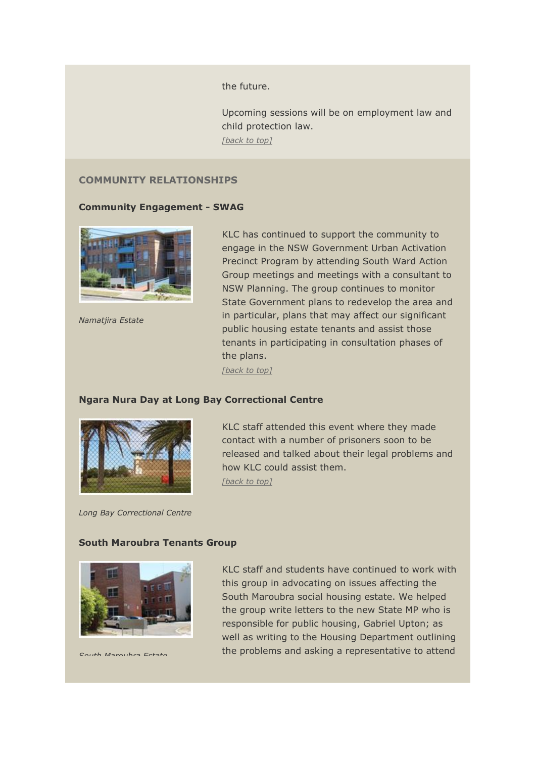the future.

Upcoming sessions will be on employment law and child protection law.

*[back to top]*

## COMMUNITY RELATIONSHIPS

### Community Engagement - SWAG

*Namatjira Estate*

KLC has continued to support the community to engage in the NSW Government Urban Activation Precinct Program by attending South Ward Action Group meetings and meetings with a consultant to NSW Planning. The group continues to monitor State Government plans to redevelop the area and in particular, plans that may affect our significant public housing estate tenants and assist those tenants in participating in consultation phases of the plans.

*[back to top]*

### Ngara Nura Day at Long Bay Correctional Centre

*Long Bay Correctional Centre*

KLC staff attended this event where they made contact with a number of prisoners soon to be released and talked about their legal problems and how KLC could assist them.

*[back to top]*

### South Maroubra Tenants Group

*South Maroubra Estate*

KLC staff and students have continued to work with this group in advocating on issues affecting the South Maroubra social housing estate. We helped the group write letters to the new State MP who is responsible for public housing, Gabriel Upton; as well as writing to the Housing Department outlining the problems and asking a representative to attend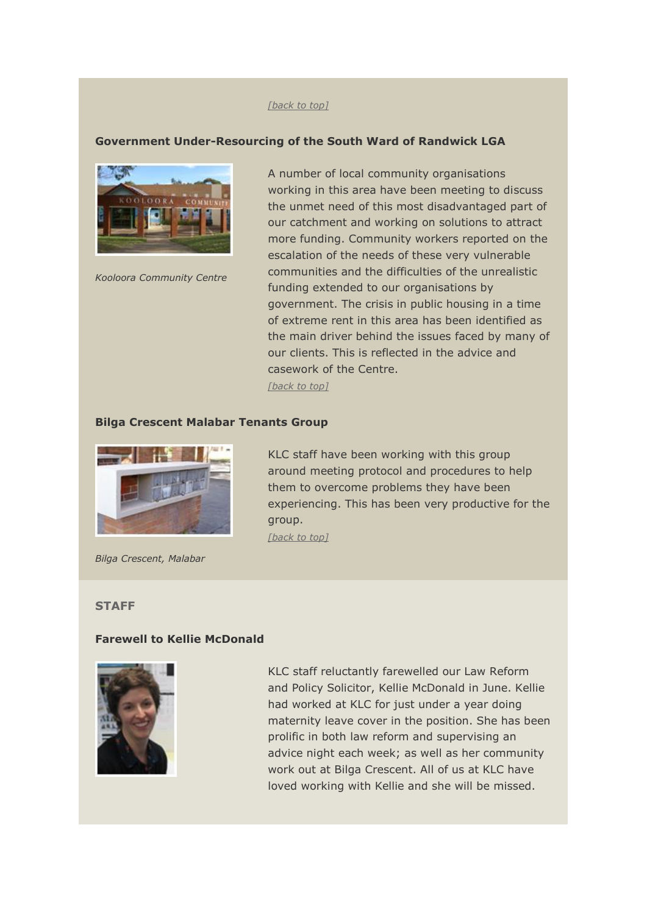*[back to top]*

### Government Under-Resourcing of the South Ward of Randwick LGA

*Kooloora Community Centre*

A number of local community organisations working in this area have been meeting to discuss the unmet need of this most disadvantaged part of our catchment and working on solutions to attract more funding. Community workers reported on the escalation of the needs of these very vulnerable communities and the difficulties of the unrealistic funding extended to our organisations by government. The crisis in public housing in a time of extreme rent in this area has been identified as the main driver behind the issues faced by many of our clients. This is reflected in the advice and casework of the Centre.

*[back to top]*

### Bilga Crescent Malabar Tenants Group

KLC staff have been working with this group around meeting protocol and procedures to help them to overcome problems they have been experiencing. This has been very productive for the group.

*[back to top]*

*Bilga Crescent, Malabar*

## STAFF

### Farewell to Kellie McDonald

KLC staff reluctantly farewelled our Law Reform and Policy Solicitor, Kellie McDonald in June. Kellie had worked at KLC for just under a year doing maternity leave cover in the position. She has been prolific in both law reform and supervising an advice night each week; as well as her community work out at Bilga Crescent. All of us at KLC have loved working with Kellie and she will be missed.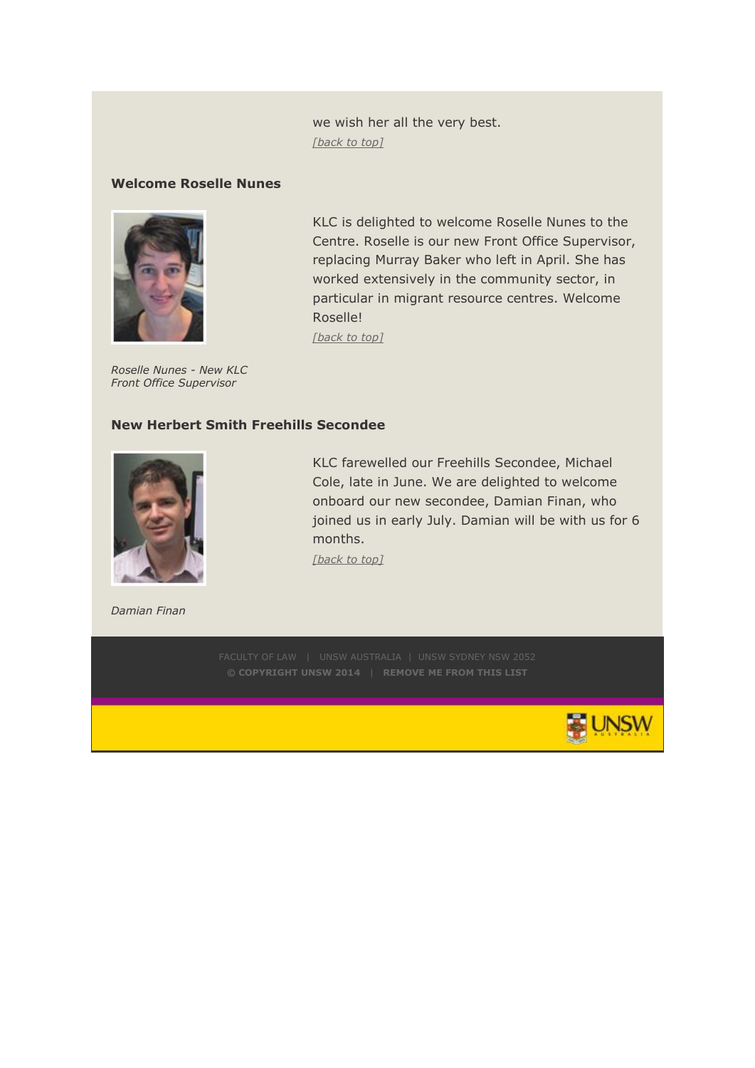we wish her all the very best.
*[back to top]*

### Welcome Roselle Nunes

KLC is delighted to welcome Roselle Nunes to the Centre. Roselle is our new Front Office Supervisor, replacing Murray Baker who left in April. She has worked extensively in the community sector, in particular in migrant resource centres. Welcome Roselle!
*[back to top]*

*Roselle Nunes - New KLC Front Office Supervisor*

### New Herbert Smith Freehills Secondee

KLC farewelled our Freehills Secondee, Michael Cole, late in June. We are delighted to welcome onboard our new secondee, Damian Finan, who joined us in early July. Damian will be with us for 6 months.
*[back to top]*

*Damian Finan*

FACULTY OF LAW | UNSW AUSTRALIA | UNSW SYDNEY NSW 2052
**© COPYRIGHT UNSW 2014 | REMOVE ME FROM THIS LIST**